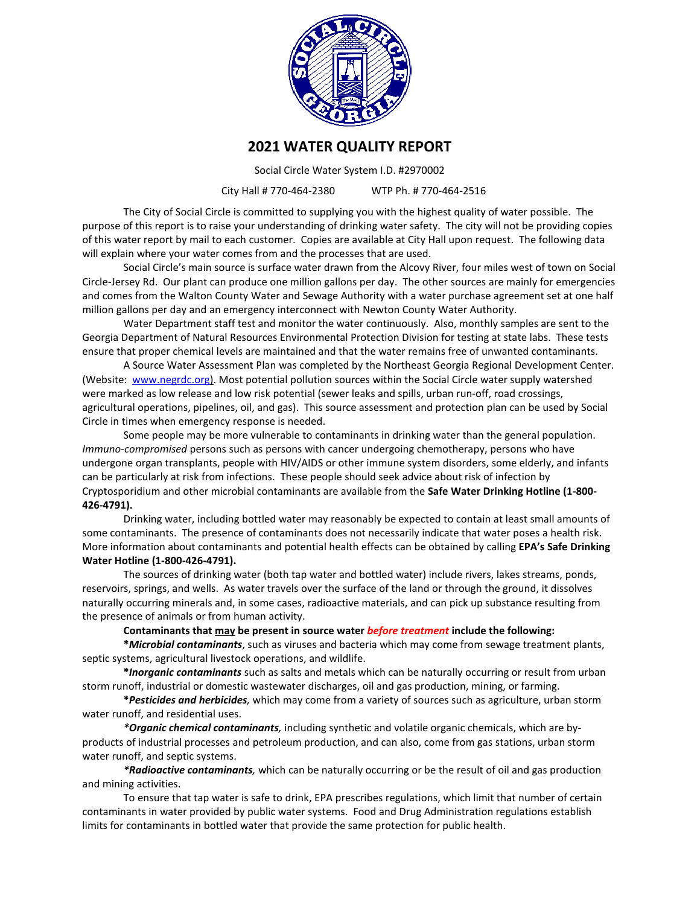# 2021 WATER QUALITY REPORT

Social Circle Water System I.D. #2970002

City Hall # 770-464-2380 WTP Ph. # 770-464-2516

The City of Social Circle is committed to supplying you with the highest quality of water possible. The purpose of this report is to raise your understanding of drinking water safety. The city will not be providing copies of this water report by mail to each customer. Copies are available at City Hall upon request. The following data will explain where your water comes from and the processes that are used.

Social Circle's main source is surface water drawn from the Alcovy River, four miles west of town on Social Circle-Jersey Rd. Our plant can produce one million gallons per day. The other sources are mainly for emergencies and comes from the Walton County Water and Sewage Authority with a water purchase agreement set at one half million gallons per day and an emergency interconnect with Newton County Water Authority.

Water Department staff test and monitor the water continuously. Also, monthly samples are sent to the Georgia Department of Natural Resources Environmental Protection Division for testing at state labs. These tests ensure that proper chemical levels are maintained and that the water remains free of unwanted contaminants.

A Source Water Assessment Plan was completed by the Northeast Georgia Regional Development Center. (Website: www.negrdc.org). Most potential pollution sources within the Social Circle water supply watershed were marked as low release and low risk potential (sewer leaks and spills, urban run-off, road crossings, agricultural operations, pipelines, oil, and gas). This source assessment and protection plan can be used by Social Circle in times when emergency response is needed.

Some people may be more vulnerable to contaminants in drinking water than the general population. *Immuno-compromised* persons such as persons with cancer undergoing chemotherapy, persons who have undergone organ transplants, people with HIV/AIDS or other immune system disorders, some elderly, and infants can be particularly at risk from infections. These people should seek advice about risk of infection by Cryptosporidium and other microbial contaminants are available from the **Safe Water Drinking Hotline (1-800-426-4791).**

Drinking water, including bottled water may reasonably be expected to contain at least small amounts of some contaminants. The presence of contaminants does not necessarily indicate that water poses a health risk. More information about contaminants and potential health effects can be obtained by calling **EPA's Safe Drinking Water Hotline (1-800-426-4791).**

The sources of drinking water (both tap water and bottled water) include rivers, lakes streams, ponds, reservoirs, springs, and wells. As water travels over the surface of the land or through the ground, it dissolves naturally occurring minerals and, in some cases, radioactive materials, and can pick up substance resulting from the presence of animals or from human activity.

**Contaminants that may be present in source water *before treatment* include the following:**

**\****Microbial contaminants***, such as viruses and bacteria which may come from sewage treatment plants, septic systems, agricultural livestock operations, and wildlife.

**\****Inorganic contaminants*** such as salts and metals which can be naturally occurring or result from urban storm runoff, industrial or domestic wastewater discharges, oil and gas production, mining, or farming.

**\****Pesticides and herbicides,*** which may come from a variety of sources such as agriculture, urban storm water runoff, and residential uses.

***\*Organic chemical contaminants,*** including synthetic and volatile organic chemicals, which are by-products of industrial processes and petroleum production, and can also, come from gas stations, urban storm water runoff, and septic systems.

***\*Radioactive contaminants,*** which can be naturally occurring or be the result of oil and gas production and mining activities.

To ensure that tap water is safe to drink, EPA prescribes regulations, which limit that number of certain contaminants in water provided by public water systems. Food and Drug Administration regulations establish limits for contaminants in bottled water that provide the same protection for public health.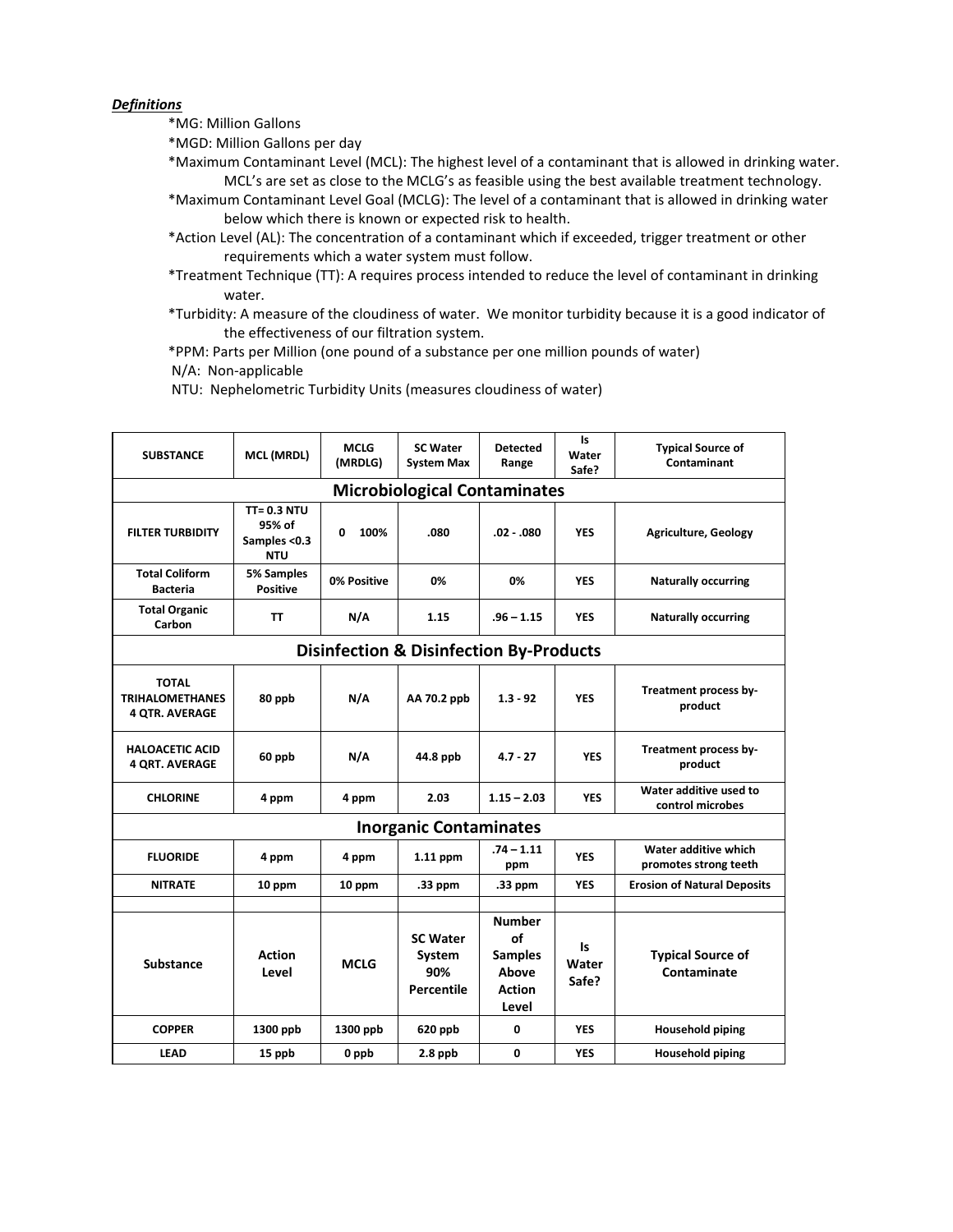***Definitions***

*MG: Million Gallons

*MGD: Million Gallons per day

*Maximum Contaminant Level (MCL): The highest level of a contaminant that is allowed in drinking water. MCL's are set as close to the MCLG's as feasible using the best available treatment technology.

*Maximum Contaminant Level Goal (MCLG): The level of a contaminant that is allowed in drinking water below which there is known or expected risk to health.

*Action Level (AL): The concentration of a contaminant which if exceeded, trigger treatment or other requirements which a water system must follow.

*Treatment Technique (TT): A requires process intended to reduce the level of contaminant in drinking water.

*Turbidity: A measure of the cloudiness of water. We monitor turbidity because it is a good indicator of the effectiveness of our filtration system.

*PPM: Parts per Million (one pound of a substance per one million pounds of water)

N/A: Non-applicable

NTU: Nephelometric Turbidity Units (measures cloudiness of water)

| SUBSTANCE | MCL (MRDL) | MCLG (MRDLG) | SC Water System Max | Detected Range | Is Water Safe? | Typical Source of Contaminant |
|---|---|---|---|---|---|---|
| **Microbiological Contaminates** | | | | | | |
| FILTER TURBIDITY | TT= 0.3 NTU 95% of Samples <0.3 NTU | 0 100% | .080 | .02 - .080 | YES | Agriculture, Geology |
| Total Coliform Bacteria | 5% Samples Positive | 0% Positive | 0% | 0% | YES | Naturally occurring |
| Total Organic Carbon | TT | N/A | 1.15 | .96 – 1.15 | YES | Naturally occurring |
| **Disinfection & Disinfection By-Products** | | | | | | |
| TOTAL TRIHALOMETHANES 4 QTR. AVERAGE | 80 ppb | N/A | AA 70.2 ppb | 1.3 - 92 | YES | Treatment process by-product |
| HALOACETIC ACID 4 QRT. AVERAGE | 60 ppb | N/A | 44.8 ppb | 4.7 - 27 | YES | Treatment process by-product |
| CHLORINE | 4 ppm | 4 ppm | 2.03 | 1.15 – 2.03 | YES | Water additive used to control microbes |
| **Inorganic Contaminates** | | | | | | |
| FLUORIDE | 4 ppm | 4 ppm | 1.11 ppm | .74 – 1.11 ppm | YES | Water additive which promotes strong teeth |
| NITRATE | 10 ppm | 10 ppm | .33 ppm | .33 ppm | YES | Erosion of Natural Deposits |

| Substance | Action Level | MCLG | SC Water System 90% Percentile | Number of Samples Above Action Level | Is Water Safe? | Typical Source of Contaminate |
|---|---|---|---|---|---|---|
| COPPER | 1300 ppb | 1300 ppb | 620 ppb | 0 | YES | Household piping |
| LEAD | 15 ppb | 0 ppb | 2.8 ppb | 0 | YES | Household piping |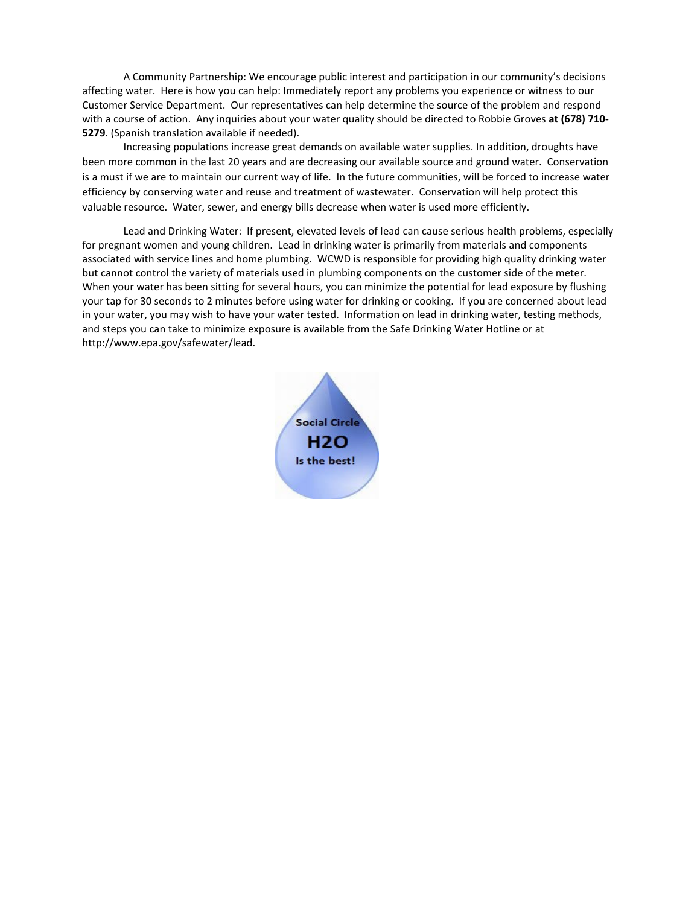A Community Partnership: We encourage public interest and participation in our community's decisions affecting water. Here is how you can help: Immediately report any problems you experience or witness to our Customer Service Department. Our representatives can help determine the source of the problem and respond with a course of action. Any inquiries about your water quality should be directed to Robbie Groves **at (678) 710-5279**. (Spanish translation available if needed).

Increasing populations increase great demands on available water supplies. In addition, droughts have been more common in the last 20 years and are decreasing our available source and ground water. Conservation is a must if we are to maintain our current way of life. In the future communities, will be forced to increase water efficiency by conserving water and reuse and treatment of wastewater. Conservation will help protect this valuable resource. Water, sewer, and energy bills decrease when water is used more efficiently.

Lead and Drinking Water: If present, elevated levels of lead can cause serious health problems, especially for pregnant women and young children. Lead in drinking water is primarily from materials and components associated with service lines and home plumbing. WCWD is responsible for providing high quality drinking water but cannot control the variety of materials used in plumbing components on the customer side of the meter. When your water has been sitting for several hours, you can minimize the potential for lead exposure by flushing your tap for 30 seconds to 2 minutes before using water for drinking or cooking. If you are concerned about lead in your water, you may wish to have your water tested. Information on lead in drinking water, testing methods, and steps you can take to minimize exposure is available from the Safe Drinking Water Hotline or at http://www.epa.gov/safewater/lead.

Social Circle

H2O

Is the best!